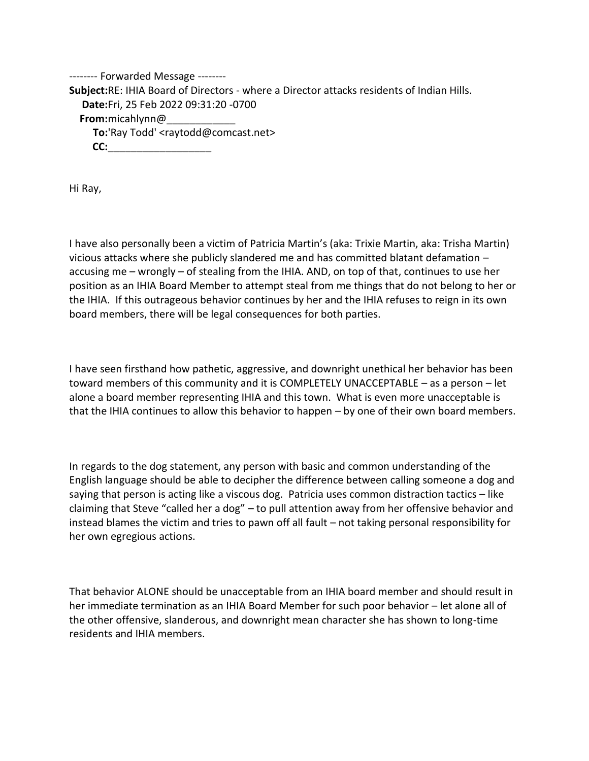-------- Forwarded Message --------

**Subject:**RE: IHIA Board of Directors - where a Director attacks residents of Indian Hills.
**Date:**Fri, 25 Feb 2022 09:31:20 -0700
**From:**micahlynn@____________
**To:**'Ray Todd' <raytodd@comcast.net>
**CC:**__________________

Hi Ray,

I have also personally been a victim of Patricia Martin's (aka: Trixie Martin, aka: Trisha Martin) vicious attacks where she publicly slandered me and has committed blatant defamation – accusing me – wrongly – of stealing from the IHIA. AND, on top of that, continues to use her position as an IHIA Board Member to attempt steal from me things that do not belong to her or the IHIA. If this outrageous behavior continues by her and the IHIA refuses to reign in its own board members, there will be legal consequences for both parties.

I have seen firsthand how pathetic, aggressive, and downright unethical her behavior has been toward members of this community and it is COMPLETELY UNACCEPTABLE – as a person – let alone a board member representing IHIA and this town. What is even more unacceptable is that the IHIA continues to allow this behavior to happen – by one of their own board members.

In regards to the dog statement, any person with basic and common understanding of the English language should be able to decipher the difference between calling someone a dog and saying that person is acting like a viscous dog. Patricia uses common distraction tactics – like claiming that Steve "called her a dog" – to pull attention away from her offensive behavior and instead blames the victim and tries to pawn off all fault – not taking personal responsibility for her own egregious actions.

That behavior ALONE should be unacceptable from an IHIA board member and should result in her immediate termination as an IHIA Board Member for such poor behavior – let alone all of the other offensive, slanderous, and downright mean character she has shown to long-time residents and IHIA members.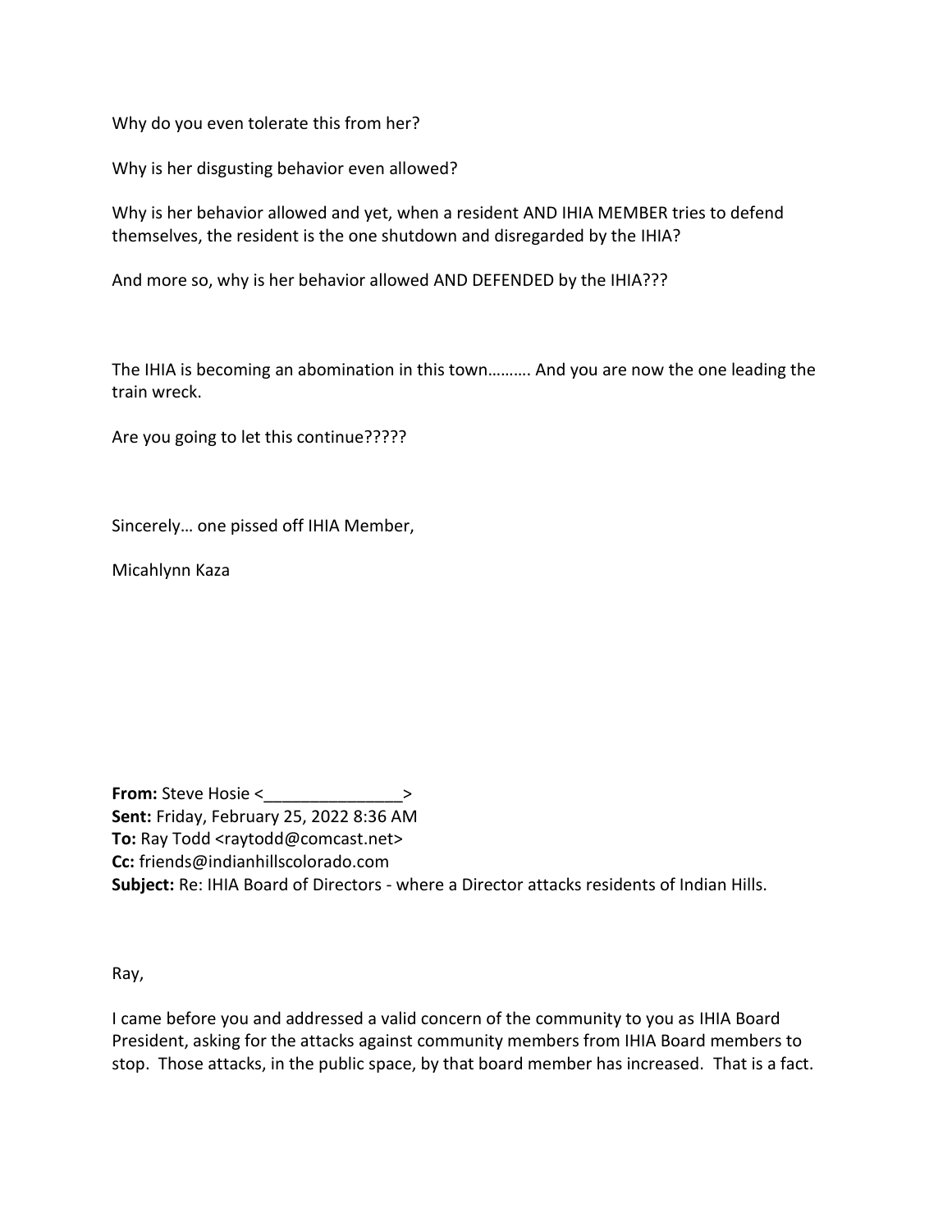Why do you even tolerate this from her?

Why is her disgusting behavior even allowed?

Why is her behavior allowed and yet, when a resident AND IHIA MEMBER tries to defend themselves, the resident is the one shutdown and disregarded by the IHIA?

And more so, why is her behavior allowed AND DEFENDED by the IHIA???

The IHIA is becoming an abomination in this town………. And you are now the one leading the train wreck.

Are you going to let this continue?????

Sincerely… one pissed off IHIA Member,

Micahlynn Kaza

**From:** Steve Hosie <_______________>
**Sent:** Friday, February 25, 2022 8:36 AM
**To:** Ray Todd <raytodd@comcast.net>
**Cc:** friends@indianhillscolorado.com
**Subject:** Re: IHIA Board of Directors - where a Director attacks residents of Indian Hills.

Ray,

I came before you and addressed a valid concern of the community to you as IHIA Board President, asking for the attacks against community members from IHIA Board members to stop. Those attacks, in the public space, by that board member has increased. That is a fact.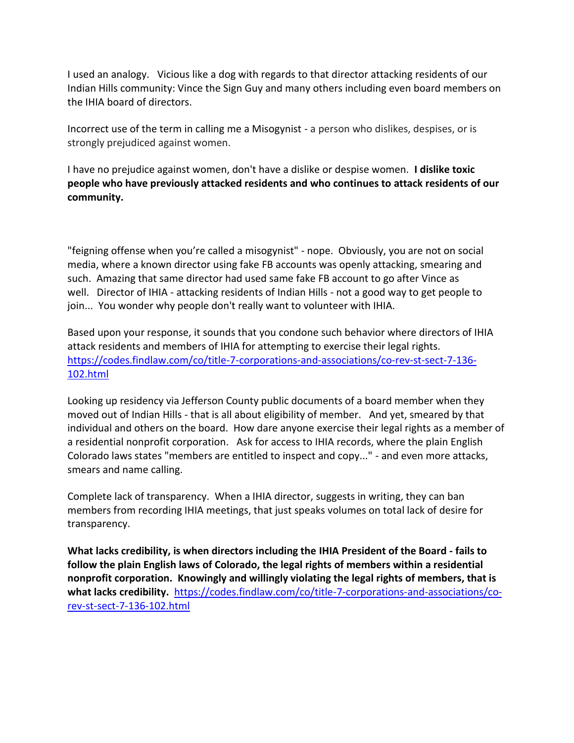I used an analogy. Vicious like a dog with regards to that director attacking residents of our Indian Hills community: Vince the Sign Guy and many others including even board members on the IHIA board of directors.

Incorrect use of the term in calling me a Misogynist - a person who dislikes, despises, or is strongly prejudiced against women.

I have no prejudice against women, don't have a dislike or despise women. **I dislike toxic people who have previously attacked residents and who continues to attack residents of our community.**

"feigning offense when you're called a misogynist" - nope. Obviously, you are not on social media, where a known director using fake FB accounts was openly attacking, smearing and such. Amazing that same director had used same fake FB account to go after Vince as well. Director of IHIA - attacking residents of Indian Hills - not a good way to get people to join... You wonder why people don't really want to volunteer with IHIA.

Based upon your response, it sounds that you condone such behavior where directors of IHIA attack residents and members of IHIA for attempting to exercise their legal rights. https://codes.findlaw.com/co/title-7-corporations-and-associations/co-rev-st-sect-7-136-102.html

Looking up residency via Jefferson County public documents of a board member when they moved out of Indian Hills - that is all about eligibility of member. And yet, smeared by that individual and others on the board. How dare anyone exercise their legal rights as a member of a residential nonprofit corporation. Ask for access to IHIA records, where the plain English Colorado laws states "members are entitled to inspect and copy..." - and even more attacks, smears and name calling.

Complete lack of transparency. When a IHIA director, suggests in writing, they can ban members from recording IHIA meetings, that just speaks volumes on total lack of desire for transparency.

**What lacks credibility, is when directors including the IHIA President of the Board - fails to follow the plain English laws of Colorado, the legal rights of members within a residential nonprofit corporation. Knowingly and willingly violating the legal rights of members, that is what lacks credibility.** https://codes.findlaw.com/co/title-7-corporations-and-associations/co-rev-st-sect-7-136-102.html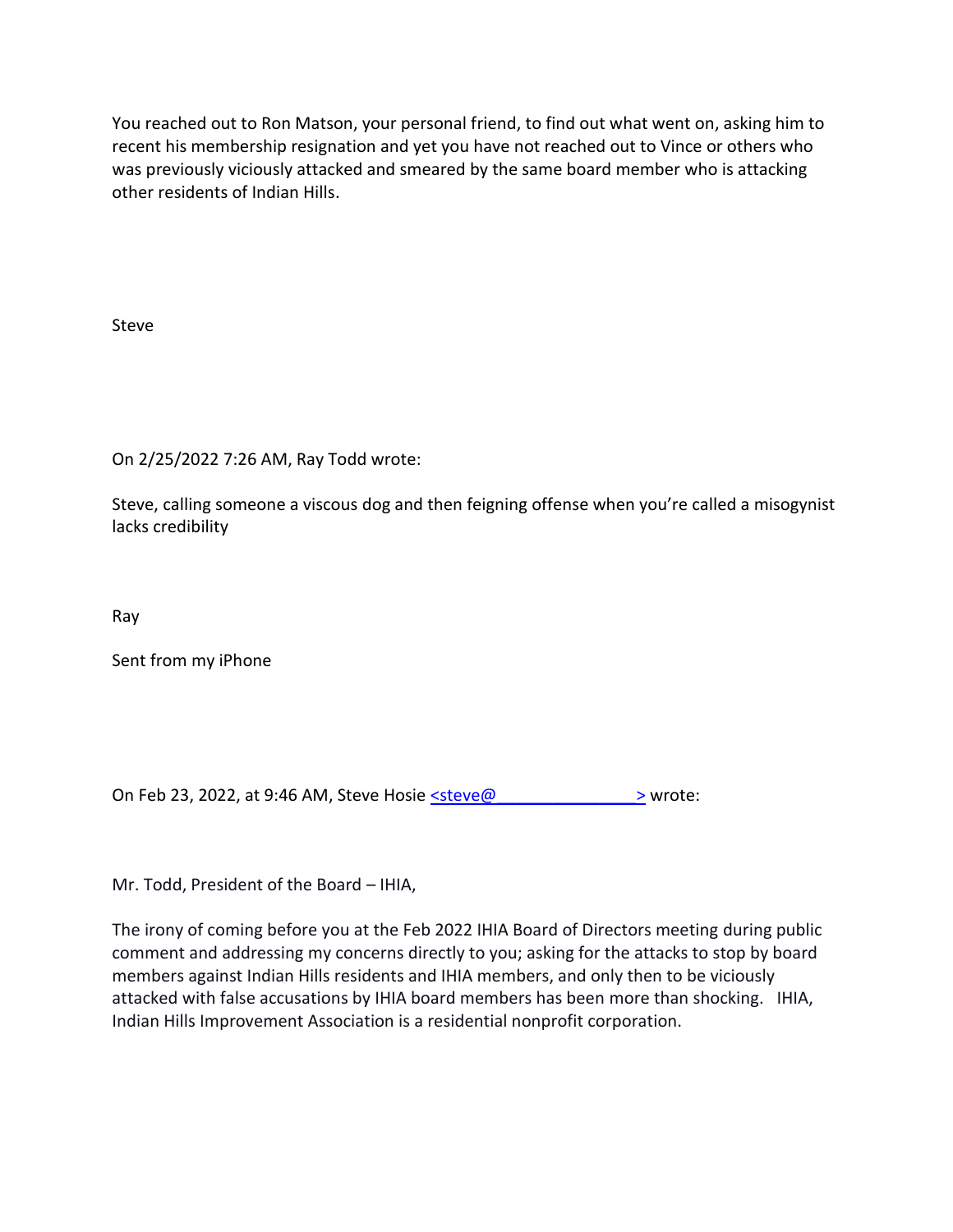You reached out to Ron Matson, your personal friend, to find out what went on, asking him to recent his membership resignation and yet you have not reached out to Vince or others who was previously viciously attacked and smeared by the same board member who is attacking other residents of Indian Hills.

Steve

On 2/25/2022 7:26 AM, Ray Todd wrote:

Steve, calling someone a viscous dog and then feigning offense when you're called a misogynist lacks credibility

Ray

Sent from my iPhone

On Feb 23, 2022, at 9:46 AM, Steve Hosie <steve@_______________> wrote:

Mr. Todd, President of the Board – IHIA,

The irony of coming before you at the Feb 2022 IHIA Board of Directors meeting during public comment and addressing my concerns directly to you; asking for the attacks to stop by board members against Indian Hills residents and IHIA members, and only then to be viciously attacked with false accusations by IHIA board members has been more than shocking. IHIA, Indian Hills Improvement Association is a residential nonprofit corporation.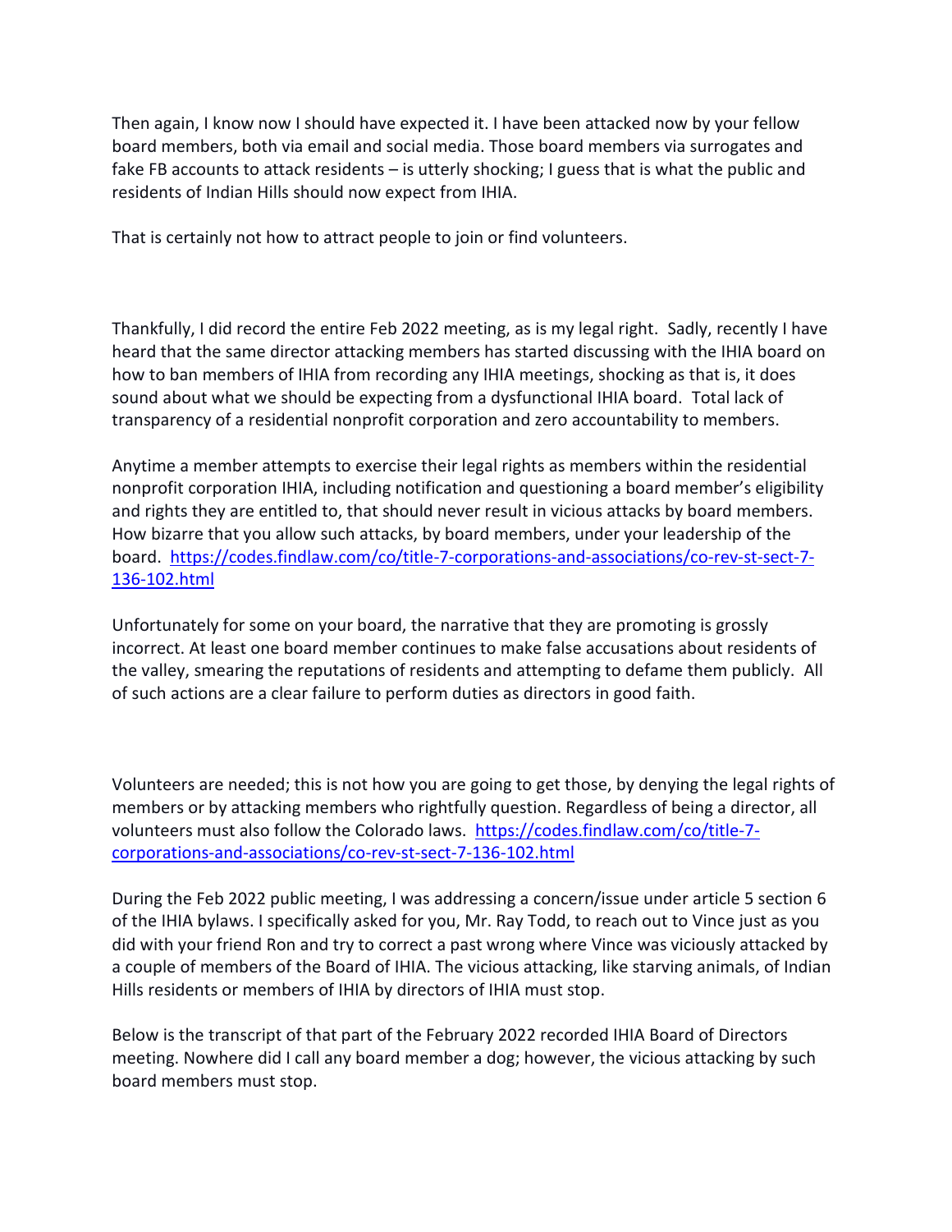Then again, I know now I should have expected it. I have been attacked now by your fellow board members, both via email and social media. Those board members via surrogates and fake FB accounts to attack residents – is utterly shocking; I guess that is what the public and residents of Indian Hills should now expect from IHIA.

That is certainly not how to attract people to join or find volunteers.

Thankfully, I did record the entire Feb 2022 meeting, as is my legal right. Sadly, recently I have heard that the same director attacking members has started discussing with the IHIA board on how to ban members of IHIA from recording any IHIA meetings, shocking as that is, it does sound about what we should be expecting from a dysfunctional IHIA board. Total lack of transparency of a residential nonprofit corporation and zero accountability to members.

Anytime a member attempts to exercise their legal rights as members within the residential nonprofit corporation IHIA, including notification and questioning a board member's eligibility and rights they are entitled to, that should never result in vicious attacks by board members. How bizarre that you allow such attacks, by board members, under your leadership of the board. [https://codes.findlaw.com/co/title-7-corporations-and-associations/co-rev-st-sect-7-136-102.html](https://codes.findlaw.com/co/title-7-corporations-and-associations/co-rev-st-sect-7-136-102.html)

Unfortunately for some on your board, the narrative that they are promoting is grossly incorrect. At least one board member continues to make false accusations about residents of the valley, smearing the reputations of residents and attempting to defame them publicly. All of such actions are a clear failure to perform duties as directors in good faith.

Volunteers are needed; this is not how you are going to get those, by denying the legal rights of members or by attacking members who rightfully question. Regardless of being a director, all volunteers must also follow the Colorado laws. [https://codes.findlaw.com/co/title-7-corporations-and-associations/co-rev-st-sect-7-136-102.html](https://codes.findlaw.com/co/title-7-corporations-and-associations/co-rev-st-sect-7-136-102.html)

During the Feb 2022 public meeting, I was addressing a concern/issue under article 5 section 6 of the IHIA bylaws. I specifically asked for you, Mr. Ray Todd, to reach out to Vince just as you did with your friend Ron and try to correct a past wrong where Vince was viciously attacked by a couple of members of the Board of IHIA. The vicious attacking, like starving animals, of Indian Hills residents or members of IHIA by directors of IHIA must stop.

Below is the transcript of that part of the February 2022 recorded IHIA Board of Directors meeting. Nowhere did I call any board member a dog; however, the vicious attacking by such board members must stop.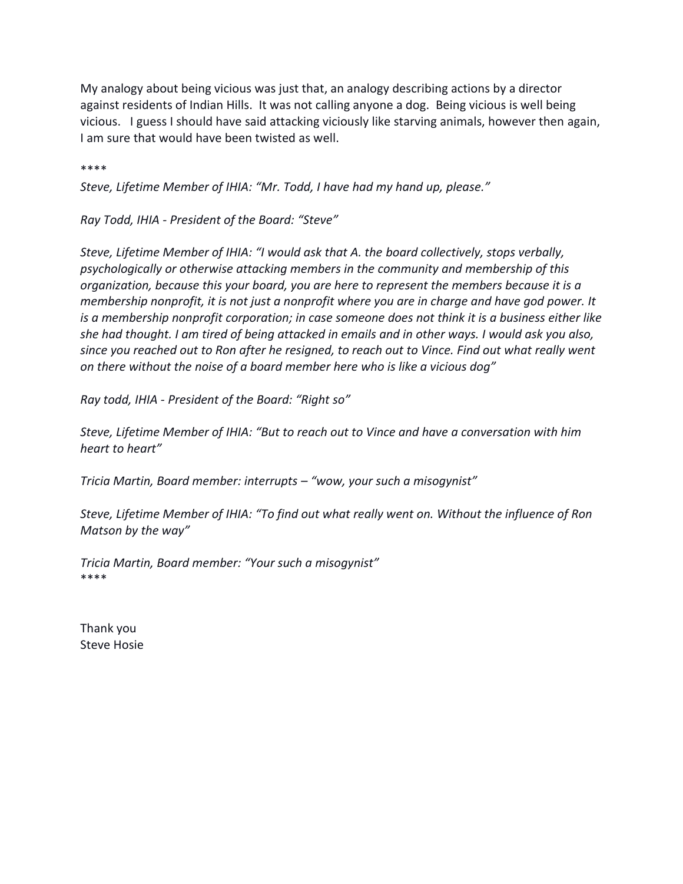My analogy about being vicious was just that, an analogy describing actions by a director against residents of Indian Hills. It was not calling anyone a dog. Being vicious is well being vicious. I guess I should have said attacking viciously like starving animals, however then again, I am sure that would have been twisted as well.

*\*\*\**

*Steve, Lifetime Member of IHIA: "Mr. Todd, I have had my hand up, please."*

*Ray Todd, IHIA - President of the Board: "Steve"*

*Steve, Lifetime Member of IHIA: "I would ask that A. the board collectively, stops verbally, psychologically or otherwise attacking members in the community and membership of this organization, because this your board, you are here to represent the members because it is a membership nonprofit, it is not just a nonprofit where you are in charge and have god power. It is a membership nonprofit corporation; in case someone does not think it is a business either like she had thought. I am tired of being attacked in emails and in other ways. I would ask you also, since you reached out to Ron after he resigned, to reach out to Vince. Find out what really went on there without the noise of a board member here who is like a vicious dog"*

*Ray todd, IHIA - President of the Board: "Right so"*

*Steve, Lifetime Member of IHIA: "But to reach out to Vince and have a conversation with him heart to heart"*

*Tricia Martin, Board member: interrupts – "wow, your such a misogynist"*

*Steve, Lifetime Member of IHIA: "To find out what really went on. Without the influence of Ron Matson by the way"*

*Tricia Martin, Board member: "Your such a misogynist"*
*\*\*\**

Thank you
Steve Hosie